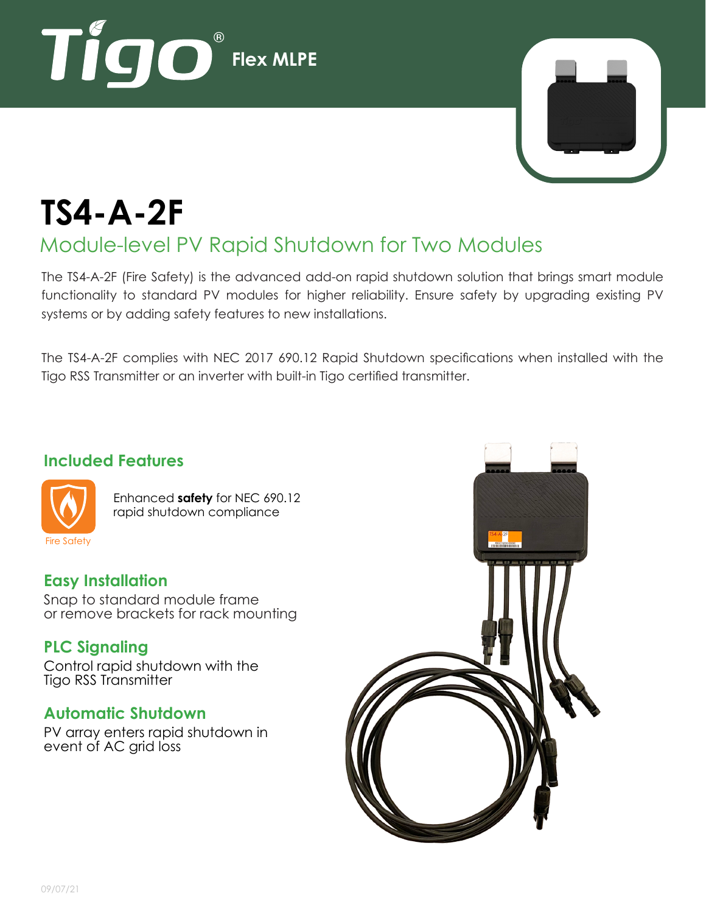Tigo® Flex MLPE

# TS4-A-2F

## Module-level PV Rapid Shutdown for Two Modules

The TS4-A-2F (Fire Safety) is the advanced add-on rapid shutdown solution that brings smart module functionality to standard PV modules for higher reliability. Ensure safety by upgrading existing PV systems or by adding safety features to new installations.

The TS4-A-2F complies with NEC 2017 690.12 Rapid Shutdown specifications when installed with the Tigo RSS Transmitter or an inverter with built-in Tigo certified transmitter.

### Included Features

Fire Safety

Enhanced **safety** for NEC 690.12 rapid shutdown compliance

### Easy Installation

Snap to standard module frame or remove brackets for rack mounting

### PLC Signaling

Control rapid shutdown with the Tigo RSS Transmitter

### Automatic Shutdown

PV array enters rapid shutdown in event of AC grid loss

09/07/21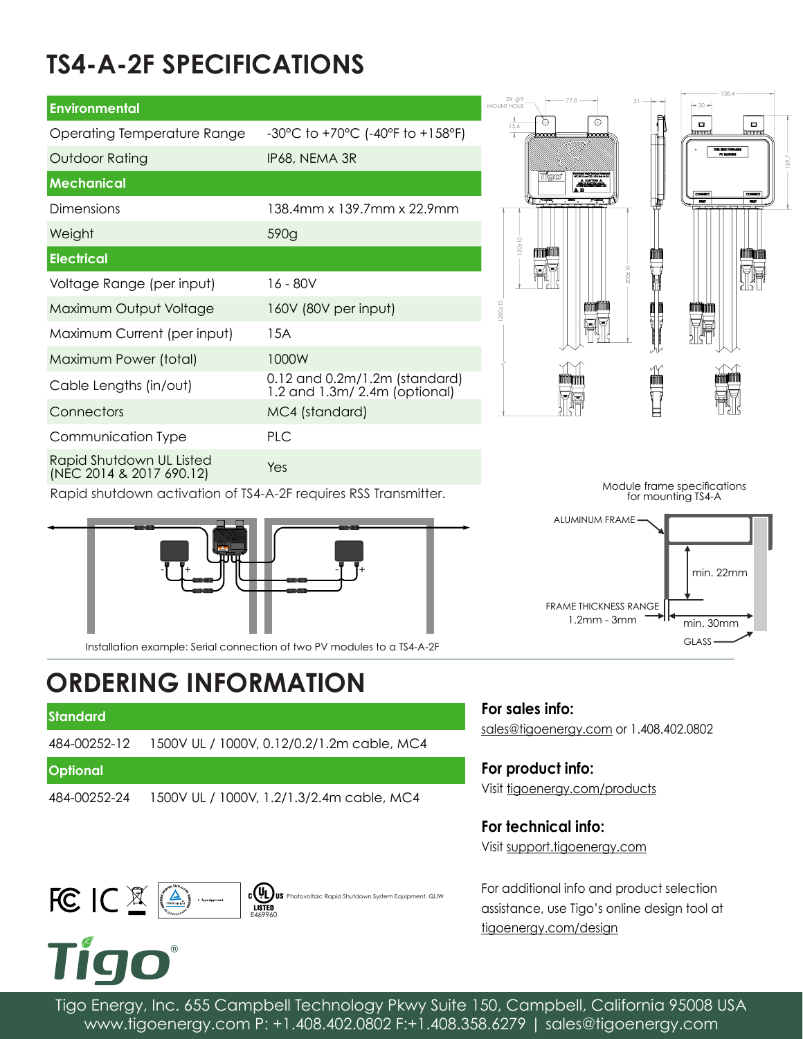# TS4-A-2F SPECIFICATIONS

| | |
|---|---|
| **Environmental** | |
| Operating Temperature Range | -30°C to +70°C (-40°F to +158°F) |
| Outdoor Rating | IP68, NEMA 3R |
| **Mechanical** | |
| Dimensions | 138.4mm x 139.7mm x 22.9mm |
| Weight | 590g |
| **Electrical** | |
| Voltage Range (per input) | 16 - 80V |
| Maximum Output Voltage | 160V (80V per input) |
| Maximum Current (per input) | 15A |
| Maximum Power (total) | 1000W |
| Cable Lengths (in/out) | 0.12 and 0.2m/1.2m (standard) 1.2 and 1.3m/ 2.4m (optional) |
| Connectors | MC4 (standard) |
| Communication Type | PLC |
| Rapid Shutdown UL Listed (NEC 2014 & 2017 690.12) | Yes |

Rapid shutdown activation of TS4-A-2F requires RSS Transmitter.

2X Ø9 MOUNT HOLE
77.8
21
138.4
30
15.6
139.7
120±10
200±10
1200±10

Module frame specifications for mounting TS4-A

ALUMINUM FRAME
min. 22mm
FRAME THICKNESS RANGE 1.2mm - 3mm
min. 30mm
GLASS

Installation example: Serial connection of two PV modules to a TS4-A-2F

# ORDERING INFORMATION

| | |
|---|---|
| **Standard** | |
| 484-00252-12 | 1500V UL / 1000V, 0.12/0.2/1.2m cable, MC4 |
| **Optional** | |
| 484-00252-24 | 1500V UL / 1000V, 1.2/1.3/2.4m cable, MC4 |

**For sales info:**
sales@tigoenergy.com or 1.408.402.0802

**For product info:**
Visit tigoenergy.com/products

**For technical info:**
Visit support.tigoenergy.com

For additional info and product selection assistance, use Tigo's online design tool at tigoenergy.com/design

Photovoltaic Rapid Shutdown System Equipment, QIJW
LISTED
E469960

Tigo Energy, Inc. 655 Campbell Technology Pkwy Suite 150, Campbell, California 95008 USA
www.tigoenergy.com P: +1.408.402.0802 F:+1.408.358.6279 | sales@tigoenergy.com